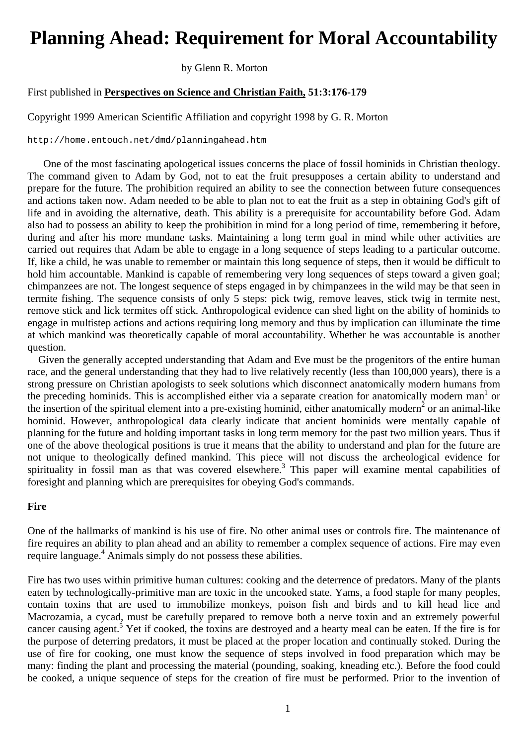# Planning Ahead: Requirement for Moral Accountability

by Glenn R. Morton

First published in **Perspectives on Science and Christian Faith, 51:3:176-179**

Copyright 1999 American Scientific Affiliation and copyright 1998 by G. R. Morton

http://home.entouch.net/dmd/planningahead.htm

One of the most fascinating apologetical issues concerns the place of fossil hominids in Christian theology. The command given to Adam by God, not to eat the fruit presupposes a certain ability to understand and prepare for the future. The prohibition required an ability to see the connection between future consequences and actions taken now. Adam needed to be able to plan not to eat the fruit as a step in obtaining God's gift of life and in avoiding the alternative, death. This ability is a prerequisite for accountability before God. Adam also had to possess an ability to keep the prohibition in mind for a long period of time, remembering it before, during and after his more mundane tasks. Maintaining a long term goal in mind while other activities are carried out requires that Adam be able to engage in a long sequence of steps leading to a particular outcome. If, like a child, he was unable to remember or maintain this long sequence of steps, then it would be difficult to hold him accountable. Mankind is capable of remembering very long sequences of steps toward a given goal; chimpanzees are not. The longest sequence of steps engaged in by chimpanzees in the wild may be that seen in termite fishing. The sequence consists of only 5 steps: pick twig, remove leaves, stick twig in termite nest, remove stick and lick termites off stick. Anthropological evidence can shed light on the ability of hominids to engage in multistep actions and actions requiring long memory and thus by implication can illuminate the time at which mankind was theoretically capable of moral accountability. Whether he was accountable is another question.

Given the generally accepted understanding that Adam and Eve must be the progenitors of the entire human race, and the general understanding that they had to live relatively recently (less than 100,000 years), there is a strong pressure on Christian apologists to seek solutions which disconnect anatomically modern humans from the preceding hominids. This is accomplished either via a separate creation for anatomically modern man[1] or the insertion of the spiritual element into a pre-existing hominid, either anatomically modern[2] or an animal-like hominid. However, anthropological data clearly indicate that ancient hominids were mentally capable of planning for the future and holding important tasks in long term memory for the past two million years. Thus if one of the above theological positions is true it means that the ability to understand and plan for the future are not unique to theologically defined mankind. This piece will not discuss the archeological evidence for spirituality in fossil man as that was covered elsewhere.[3] This paper will examine mental capabilities of foresight and planning which are prerequisites for obeying God's commands.

**Fire**

One of the hallmarks of mankind is his use of fire. No other animal uses or controls fire. The maintenance of fire requires an ability to plan ahead and an ability to remember a complex sequence of actions. Fire may even require language.[4] Animals simply do not possess these abilities.

Fire has two uses within primitive human cultures: cooking and the deterrence of predators. Many of the plants eaten by technologically-primitive man are toxic in the uncooked state. Yams, a food staple for many peoples, contain toxins that are used to immobilize monkeys, poison fish and birds and to kill head lice and Macrozamia, a cycad, must be carefully prepared to remove both a nerve toxin and an extremely powerful cancer causing agent.[5] Yet if cooked, the toxins are destroyed and a hearty meal can be eaten. If the fire is for the purpose of deterring predators, it must be placed at the proper location and continually stoked. During the use of fire for cooking, one must know the sequence of steps involved in food preparation which may be many: finding the plant and processing the material (pounding, soaking, kneading etc.). Before the food could be cooked, a unique sequence of steps for the creation of fire must be performed. Prior to the invention of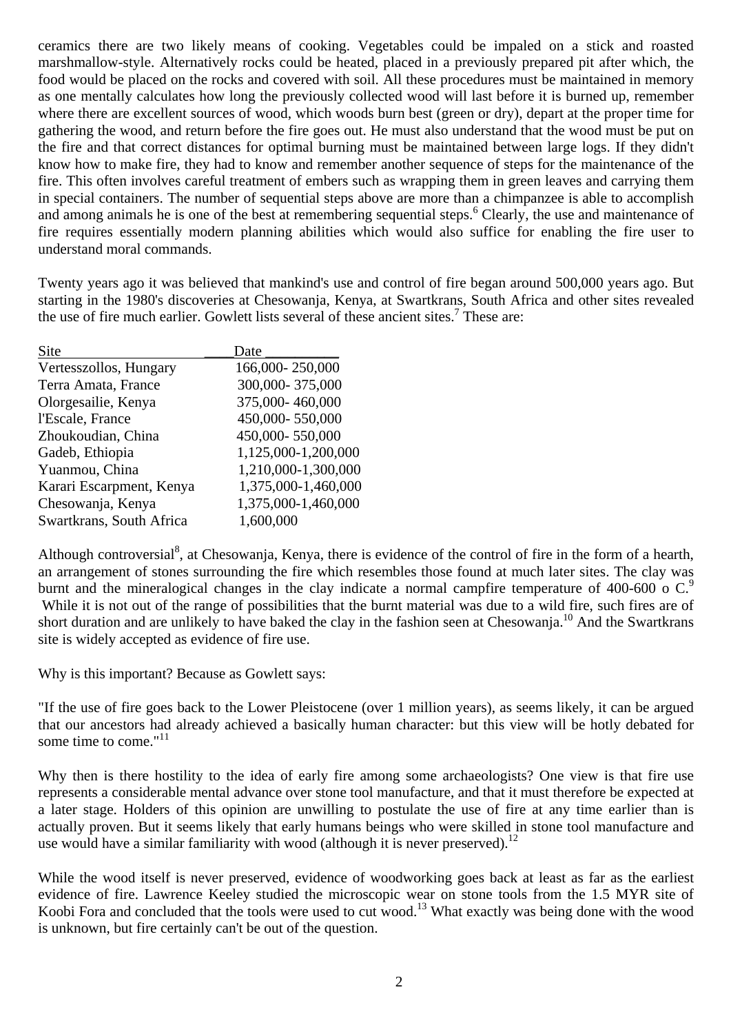ceramics there are two likely means of cooking. Vegetables could be impaled on a stick and roasted marshmallow-style. Alternatively rocks could be heated, placed in a previously prepared pit after which, the food would be placed on the rocks and covered with soil. All these procedures must be maintained in memory as one mentally calculates how long the previously collected wood will last before it is burned up, remember where there are excellent sources of wood, which woods burn best (green or dry), depart at the proper time for gathering the wood, and return before the fire goes out. He must also understand that the wood must be put on the fire and that correct distances for optimal burning must be maintained between large logs. If they didn't know how to make fire, they had to know and remember another sequence of steps for the maintenance of the fire. This often involves careful treatment of embers such as wrapping them in green leaves and carrying them in special containers. The number of sequential steps above are more than a chimpanzee is able to accomplish and among animals he is one of the best at remembering sequential steps.[6] Clearly, the use and maintenance of fire requires essentially modern planning abilities which would also suffice for enabling the fire user to understand moral commands.

Twenty years ago it was believed that mankind's use and control of fire began around 500,000 years ago. But starting in the 1980's discoveries at Chesowanja, Kenya, at Swartkrans, South Africa and other sites revealed the use of fire much earlier. Gowlett lists several of these ancient sites.[7] These are:

| Site | Date |
|---|---|
| Vertesszollos, Hungary | 166,000- 250,000 |
| Terra Amata, France | 300,000- 375,000 |
| Olorgesailie, Kenya | 375,000- 460,000 |
| l'Escale, France | 450,000- 550,000 |
| Zhoukoudian, China | 450,000- 550,000 |
| Gadeb, Ethiopia | 1,125,000-1,200,000 |
| Yuanmou, China | 1,210,000-1,300,000 |
| Karari Escarpment, Kenya | 1,375,000-1,460,000 |
| Chesowanja, Kenya | 1,375,000-1,460,000 |
| Swartkrans, South Africa | 1,600,000 |

Although controversial[8], at Chesowanja, Kenya, there is evidence of the control of fire in the form of a hearth, an arrangement of stones surrounding the fire which resembles those found at much later sites. The clay was burnt and the mineralogical changes in the clay indicate a normal campfire temperature of 400-600 o C.[9] While it is not out of the range of possibilities that the burnt material was due to a wild fire, such fires are of short duration and are unlikely to have baked the clay in the fashion seen at Chesowanja.[10] And the Swartkrans site is widely accepted as evidence of fire use.

Why is this important? Because as Gowlett says:

"If the use of fire goes back to the Lower Pleistocene (over 1 million years), as seems likely, it can be argued that our ancestors had already achieved a basically human character: but this view will be hotly debated for some time to come."[11]

Why then is there hostility to the idea of early fire among some archaeologists? One view is that fire use represents a considerable mental advance over stone tool manufacture, and that it must therefore be expected at a later stage. Holders of this opinion are unwilling to postulate the use of fire at any time earlier than is actually proven. But it seems likely that early humans beings who were skilled in stone tool manufacture and use would have a similar familiarity with wood (although it is never preserved).[12]

While the wood itself is never preserved, evidence of woodworking goes back at least as far as the earliest evidence of fire. Lawrence Keeley studied the microscopic wear on stone tools from the 1.5 MYR site of Koobi Fora and concluded that the tools were used to cut wood.[13] What exactly was being done with the wood is unknown, but fire certainly can't be out of the question.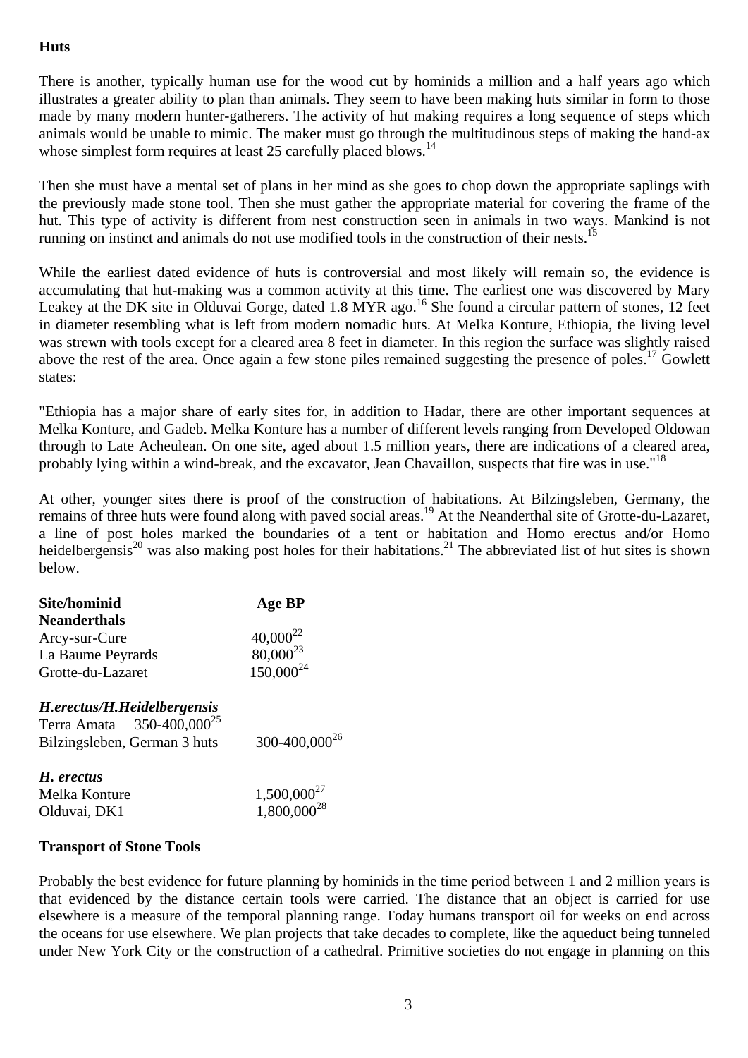**Huts**

There is another, typically human use for the wood cut by hominids a million and a half years ago which illustrates a greater ability to plan than animals. They seem to have been making huts similar in form to those made by many modern hunter-gatherers. The activity of hut making requires a long sequence of steps which animals would be unable to mimic. The maker must go through the multitudinous steps of making the hand-ax whose simplest form requires at least 25 carefully placed blows.[14]

Then she must have a mental set of plans in her mind as she goes to chop down the appropriate saplings with the previously made stone tool. Then she must gather the appropriate material for covering the frame of the hut. This type of activity is different from nest construction seen in animals in two ways. Mankind is not running on instinct and animals do not use modified tools in the construction of their nests.[15]

While the earliest dated evidence of huts is controversial and most likely will remain so, the evidence is accumulating that hut-making was a common activity at this time. The earliest one was discovered by Mary Leakey at the DK site in Olduvai Gorge, dated 1.8 MYR ago.[16] She found a circular pattern of stones, 12 feet in diameter resembling what is left from modern nomadic huts. At Melka Konture, Ethiopia, the living level was strewn with tools except for a cleared area 8 feet in diameter. In this region the surface was slightly raised above the rest of the area. Once again a few stone piles remained suggesting the presence of poles.[17] Gowlett states:

"Ethiopia has a major share of early sites for, in addition to Hadar, there are other important sequences at Melka Konture, and Gadeb. Melka Konture has a number of different levels ranging from Developed Oldowan through to Late Acheulean. On one site, aged about 1.5 million years, there are indications of a cleared area, probably lying within a wind-break, and the excavator, Jean Chavaillon, suspects that fire was in use."[18]

At other, younger sites there is proof of the construction of habitations. At Bilzingsleben, Germany, the remains of three huts were found along with paved social areas.[19] At the Neanderthal site of Grotte-du-Lazaret, a line of post holes marked the boundaries of a tent or habitation and Homo erectus and/or Homo heidelbergensis[20] was also making post holes for their habitations.[21] The abbreviated list of hut sites is shown below.

| Site/hominid | Age BP |
|---|---|
| **Neanderthals** | |
| Arcy-sur-Cure | 40,000[22] |
| La Baume Peyrards | 80,000[23] |
| Grotte-du-Lazaret | 150,000[24] |
| ***H.erectus/H.Heidelbergensis*** | |
| Terra Amata | 350-400,000[25] |
| Bilzingsleben, German 3 huts | 300-400,000[26] |
| ***H. erectus*** | |
| Melka Konture | 1,500,000[27] |
| Olduvai, DK1 | 1,800,000[28] |

**Transport of Stone Tools**

Probably the best evidence for future planning by hominids in the time period between 1 and 2 million years is that evidenced by the distance certain tools were carried. The distance that an object is carried for use elsewhere is a measure of the temporal planning range. Today humans transport oil for weeks on end across the oceans for use elsewhere. We plan projects that take decades to complete, like the aqueduct being tunneled under New York City or the construction of a cathedral. Primitive societies do not engage in planning on this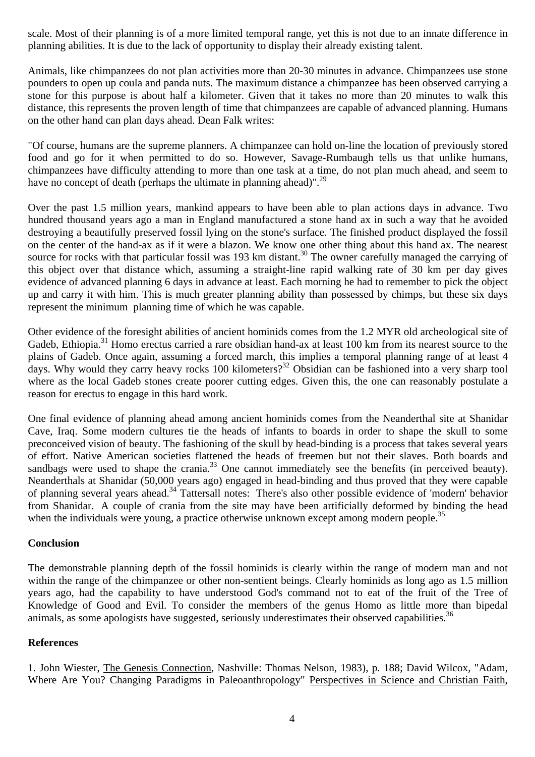scale. Most of their planning is of a more limited temporal range, yet this is not due to an innate difference in planning abilities. It is due to the lack of opportunity to display their already existing talent.

Animals, like chimpanzees do not plan activities more than 20-30 minutes in advance. Chimpanzees use stone pounders to open up coula and panda nuts. The maximum distance a chimpanzee has been observed carrying a stone for this purpose is about half a kilometer. Given that it takes no more than 20 minutes to walk this distance, this represents the proven length of time that chimpanzees are capable of advanced planning. Humans on the other hand can plan days ahead. Dean Falk writes:

"Of course, humans are the supreme planners. A chimpanzee can hold on-line the location of previously stored food and go for it when permitted to do so. However, Savage-Rumbaugh tells us that unlike humans, chimpanzees have difficulty attending to more than one task at a time, do not plan much ahead, and seem to have no concept of death (perhaps the ultimate in planning ahead)".[29]

Over the past 1.5 million years, mankind appears to have been able to plan actions days in advance. Two hundred thousand years ago a man in England manufactured a stone hand ax in such a way that he avoided destroying a beautifully preserved fossil lying on the stone's surface. The finished product displayed the fossil on the center of the hand-ax as if it were a blazon. We know one other thing about this hand ax. The nearest source for rocks with that particular fossil was 193 km distant.[30] The owner carefully managed the carrying of this object over that distance which, assuming a straight-line rapid walking rate of 30 km per day gives evidence of advanced planning 6 days in advance at least. Each morning he had to remember to pick the object up and carry it with him. This is much greater planning ability than possessed by chimps, but these six days represent the minimum planning time of which he was capable.

Other evidence of the foresight abilities of ancient hominids comes from the 1.2 MYR old archeological site of Gadeb, Ethiopia.[31] Homo erectus carried a rare obsidian hand-ax at least 100 km from its nearest source to the plains of Gadeb. Once again, assuming a forced march, this implies a temporal planning range of at least 4 days. Why would they carry heavy rocks 100 kilometers?[32] Obsidian can be fashioned into a very sharp tool where as the local Gadeb stones create poorer cutting edges. Given this, the one can reasonably postulate a reason for erectus to engage in this hard work.

One final evidence of planning ahead among ancient hominids comes from the Neanderthal site at Shanidar Cave, Iraq. Some modern cultures tie the heads of infants to boards in order to shape the skull to some preconceived vision of beauty. The fashioning of the skull by head-binding is a process that takes several years of effort. Native American societies flattened the heads of freemen but not their slaves. Both boards and sandbags were used to shape the crania.[33] One cannot immediately see the benefits (in perceived beauty). Neanderthals at Shanidar (50,000 years ago) engaged in head-binding and thus proved that they were capable of planning several years ahead.[34] Tattersall notes: There's also other possible evidence of 'modern' behavior from Shanidar. A couple of crania from the site may have been artificially deformed by binding the head when the individuals were young, a practice otherwise unknown except among modern people.[35]

**Conclusion**

The demonstrable planning depth of the fossil hominids is clearly within the range of modern man and not within the range of the chimpanzee or other non-sentient beings. Clearly hominids as long ago as 1.5 million years ago, had the capability to have understood God's command not to eat of the fruit of the Tree of Knowledge of Good and Evil. To consider the members of the genus Homo as little more than bipedal animals, as some apologists have suggested, seriously underestimates their observed capabilities.[36]

**References**

1. John Wiester, The Genesis Connection, Nashville: Thomas Nelson, 1983), p. 188; David Wilcox, "Adam, Where Are You? Changing Paradigms in Paleoanthropology" Perspectives in Science and Christian Faith,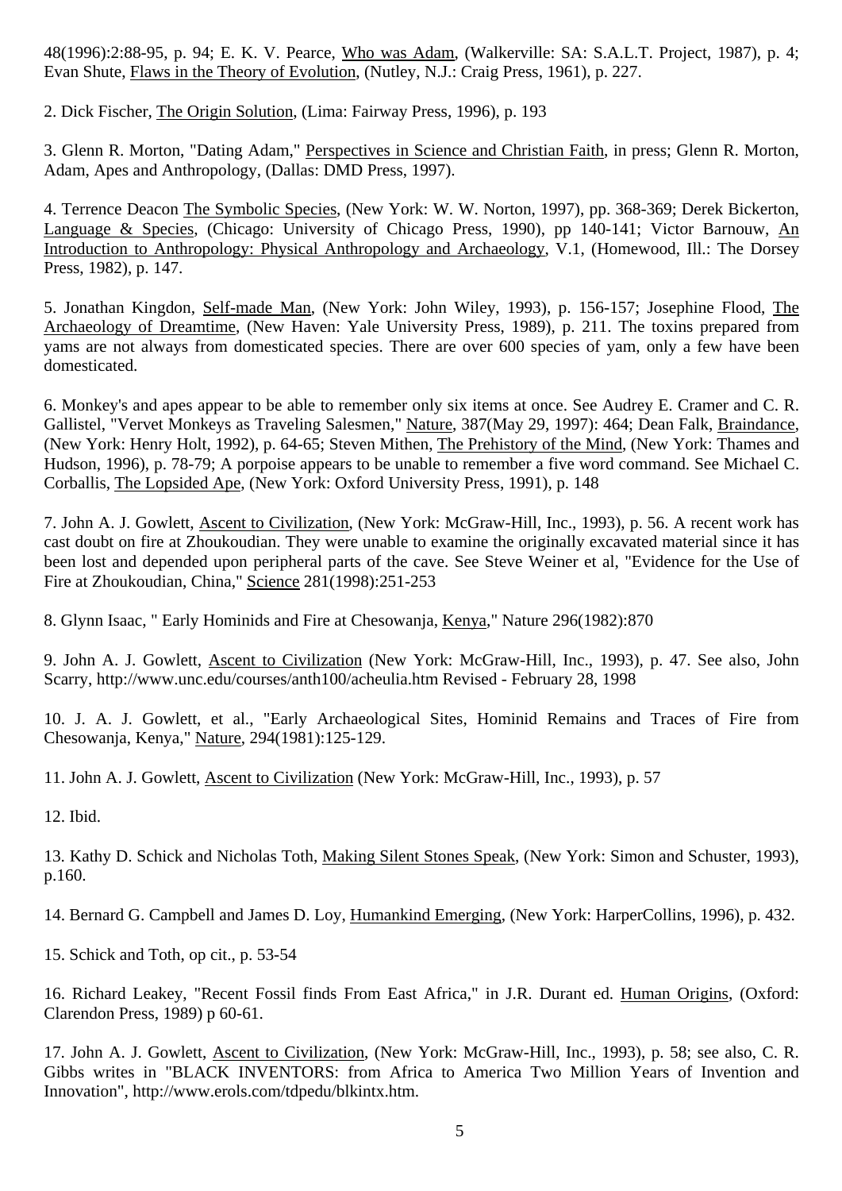48(1996):2:88-95, p. 94; E. K. V. Pearce, Who was Adam, (Walkerville: SA: S.A.L.T. Project, 1987), p. 4; Evan Shute, Flaws in the Theory of Evolution, (Nutley, N.J.: Craig Press, 1961), p. 227.

2. Dick Fischer, The Origin Solution, (Lima: Fairway Press, 1996), p. 193

3. Glenn R. Morton, "Dating Adam," Perspectives in Science and Christian Faith, in press; Glenn R. Morton, Adam, Apes and Anthropology, (Dallas: DMD Press, 1997).

4. Terrence Deacon The Symbolic Species, (New York: W. W. Norton, 1997), pp. 368-369; Derek Bickerton, Language & Species, (Chicago: University of Chicago Press, 1990), pp 140-141; Victor Barnouw, An Introduction to Anthropology: Physical Anthropology and Archaeology, V.1, (Homewood, Ill.: The Dorsey Press, 1982), p. 147.

5. Jonathan Kingdon, Self-made Man, (New York: John Wiley, 1993), p. 156-157; Josephine Flood, The Archaeology of Dreamtime, (New Haven: Yale University Press, 1989), p. 211. The toxins prepared from yams are not always from domesticated species. There are over 600 species of yam, only a few have been domesticated.

6. Monkey's and apes appear to be able to remember only six items at once. See Audrey E. Cramer and C. R. Gallistel, "Vervet Monkeys as Traveling Salesmen," Nature, 387(May 29, 1997): 464; Dean Falk, Braindance, (New York: Henry Holt, 1992), p. 64-65; Steven Mithen, The Prehistory of the Mind, (New York: Thames and Hudson, 1996), p. 78-79; A porpoise appears to be unable to remember a five word command. See Michael C. Corballis, The Lopsided Ape, (New York: Oxford University Press, 1991), p. 148

7. John A. J. Gowlett, Ascent to Civilization, (New York: McGraw-Hill, Inc., 1993), p. 56. A recent work has cast doubt on fire at Zhoukoudian. They were unable to examine the originally excavated material since it has been lost and depended upon peripheral parts of the cave. See Steve Weiner et al, "Evidence for the Use of Fire at Zhoukoudian, China," Science 281(1998):251-253

8. Glynn Isaac, " Early Hominids and Fire at Chesowanja, Kenya," Nature 296(1982):870

9. John A. J. Gowlett, Ascent to Civilization (New York: McGraw-Hill, Inc., 1993), p. 47. See also, John Scarry, http://www.unc.edu/courses/anth100/acheulia.htm Revised - February 28, 1998

10. J. A. J. Gowlett, et al., "Early Archaeological Sites, Hominid Remains and Traces of Fire from Chesowanja, Kenya," Nature, 294(1981):125-129.

11. John A. J. Gowlett, Ascent to Civilization (New York: McGraw-Hill, Inc., 1993), p. 57

12. Ibid.

13. Kathy D. Schick and Nicholas Toth, Making Silent Stones Speak, (New York: Simon and Schuster, 1993), p.160.

14. Bernard G. Campbell and James D. Loy, Humankind Emerging, (New York: HarperCollins, 1996), p. 432.

15. Schick and Toth, op cit., p. 53-54

16. Richard Leakey, "Recent Fossil finds From East Africa," in J.R. Durant ed. Human Origins, (Oxford: Clarendon Press, 1989) p 60-61.

17. John A. J. Gowlett, Ascent to Civilization, (New York: McGraw-Hill, Inc., 1993), p. 58; see also, C. R. Gibbs writes in "BLACK INVENTORS: from Africa to America Two Million Years of Invention and Innovation", http://www.erols.com/tdpedu/blkintx.htm.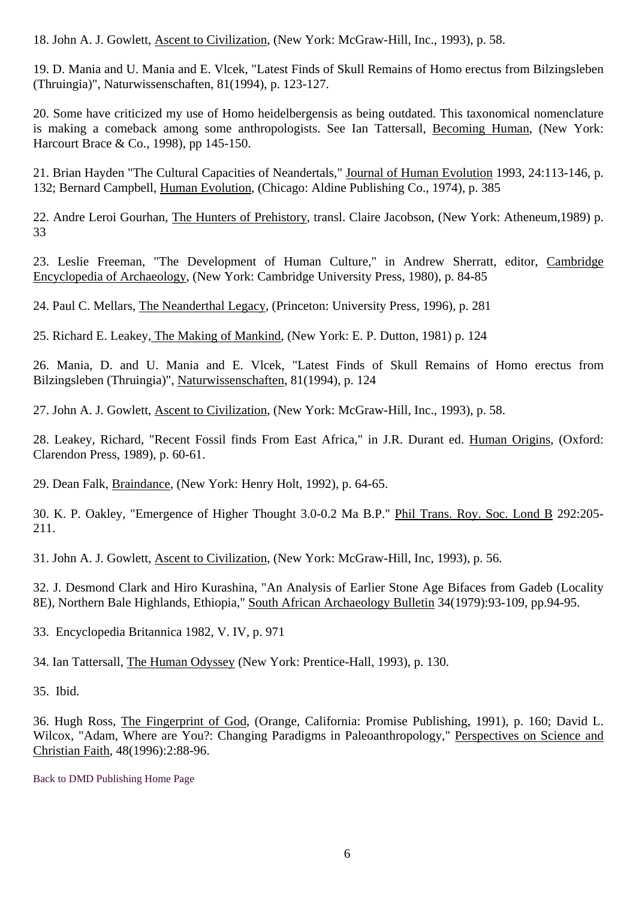18. John A. J. Gowlett, Ascent to Civilization, (New York: McGraw-Hill, Inc., 1993), p. 58.

19. D. Mania and U. Mania and E. Vlcek, "Latest Finds of Skull Remains of Homo erectus from Bilzingsleben (Thruingia)", Naturwissenschaften, 81(1994), p. 123-127.

20. Some have criticized my use of Homo heidelbergensis as being outdated. This taxonomical nomenclature is making a comeback among some anthropologists. See Ian Tattersall, Becoming Human, (New York: Harcourt Brace & Co., 1998), pp 145-150.

21. Brian Hayden "The Cultural Capacities of Neandertals," Journal of Human Evolution 1993, 24:113-146, p. 132; Bernard Campbell, Human Evolution, (Chicago: Aldine Publishing Co., 1974), p. 385

22. Andre Leroi Gourhan, The Hunters of Prehistory, transl. Claire Jacobson, (New York: Atheneum,1989) p. 33

23. Leslie Freeman, "The Development of Human Culture," in Andrew Sherratt, editor, Cambridge Encyclopedia of Archaeology, (New York: Cambridge University Press, 1980), p. 84-85

24. Paul C. Mellars, The Neanderthal Legacy, (Princeton: University Press, 1996), p. 281

25. Richard E. Leakey, The Making of Mankind, (New York: E. P. Dutton, 1981) p. 124

26. Mania, D. and U. Mania and E. Vlcek, "Latest Finds of Skull Remains of Homo erectus from Bilzingsleben (Thruingia)", Naturwissenschaften, 81(1994), p. 124

27. John A. J. Gowlett, Ascent to Civilization, (New York: McGraw-Hill, Inc., 1993), p. 58.

28. Leakey, Richard, "Recent Fossil finds From East Africa," in J.R. Durant ed. Human Origins, (Oxford: Clarendon Press, 1989), p. 60-61.

29. Dean Falk, Braindance, (New York: Henry Holt, 1992), p. 64-65.

30. K. P. Oakley, "Emergence of Higher Thought 3.0-0.2 Ma B.P." Phil Trans. Roy. Soc. Lond B 292:205-211.

31. John A. J. Gowlett, Ascent to Civilization, (New York: McGraw-Hill, Inc, 1993), p. 56.

32. J. Desmond Clark and Hiro Kurashina, "An Analysis of Earlier Stone Age Bifaces from Gadeb (Locality 8E), Northern Bale Highlands, Ethiopia," South African Archaeology Bulletin 34(1979):93-109, pp.94-95.

33. Encyclopedia Britannica 1982, V. IV, p. 971

34. Ian Tattersall, The Human Odyssey (New York: Prentice-Hall, 1993), p. 130.

35. Ibid.

36. Hugh Ross, The Fingerprint of God, (Orange, California: Promise Publishing, 1991), p. 160; David L. Wilcox, "Adam, Where are You?: Changing Paradigms in Paleoanthropology," Perspectives on Science and Christian Faith, 48(1996):2:88-96.

Back to DMD Publishing Home Page